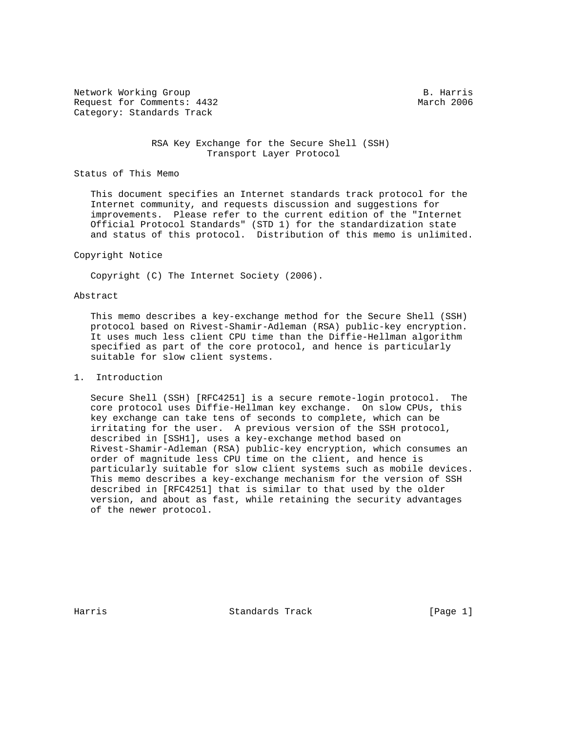Network Working Group B. Harris
Request for Comments: 4432 March 2006
Category: Standards Track

# RSA Key Exchange for the Secure Shell (SSH) Transport Layer Protocol

## Status of This Memo

This document specifies an Internet standards track protocol for the Internet community, and requests discussion and suggestions for improvements. Please refer to the current edition of the "Internet Official Protocol Standards" (STD 1) for the standardization state and status of this protocol. Distribution of this memo is unlimited.

## Copyright Notice

Copyright (C) The Internet Society (2006).

## Abstract

This memo describes a key-exchange method for the Secure Shell (SSH) protocol based on Rivest-Shamir-Adleman (RSA) public-key encryption. It uses much less client CPU time than the Diffie-Hellman algorithm specified as part of the core protocol, and hence is particularly suitable for slow client systems.

## 1. Introduction

Secure Shell (SSH) [RFC4251] is a secure remote-login protocol. The core protocol uses Diffie-Hellman key exchange. On slow CPUs, this key exchange can take tens of seconds to complete, which can be irritating for the user. A previous version of the SSH protocol, described in [SSH1], uses a key-exchange method based on Rivest-Shamir-Adleman (RSA) public-key encryption, which consumes an order of magnitude less CPU time on the client, and hence is particularly suitable for slow client systems such as mobile devices. This memo describes a key-exchange mechanism for the version of SSH described in [RFC4251] that is similar to that used by the older version, and about as fast, while retaining the security advantages of the newer protocol.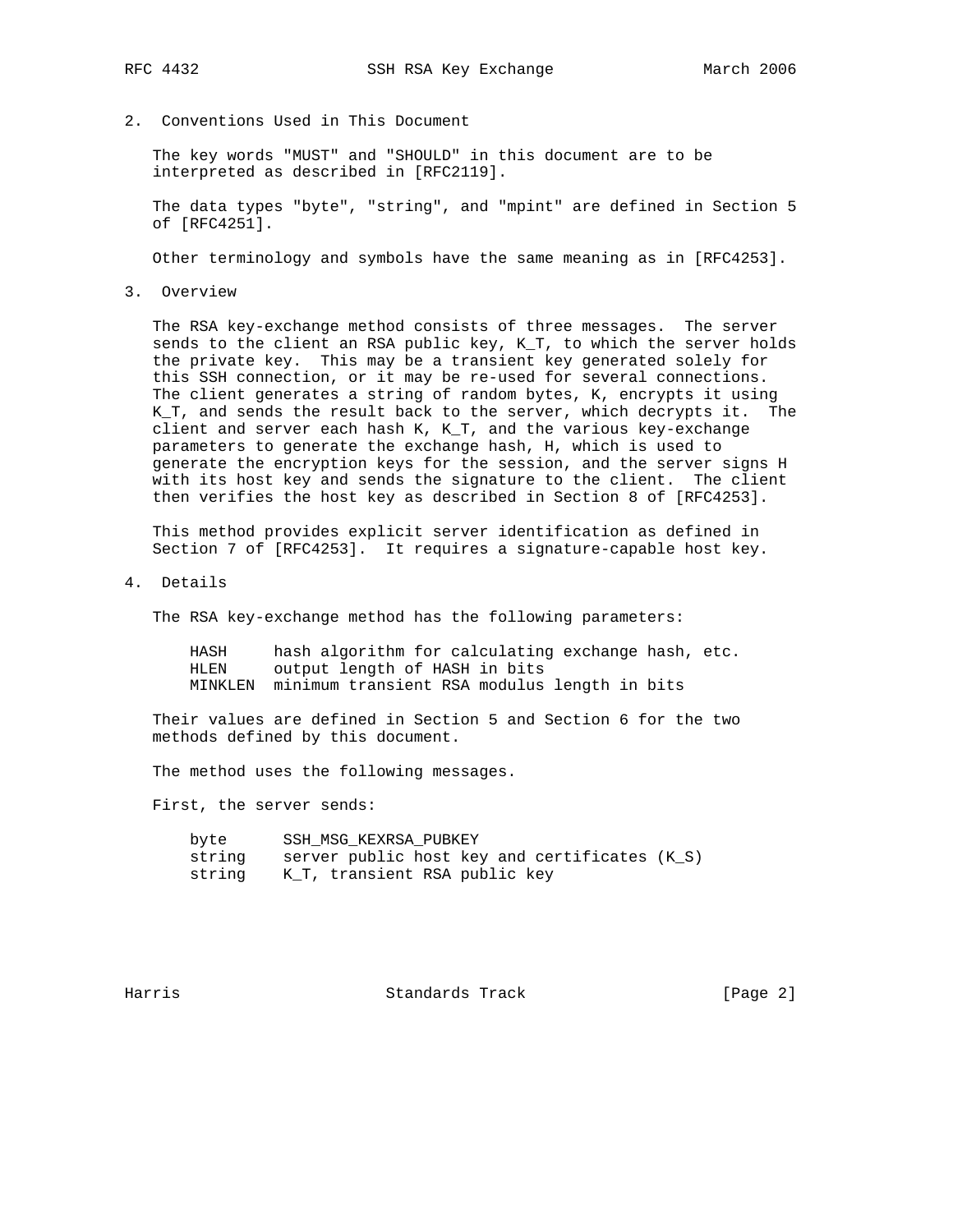## 2. Conventions Used in This Document

The key words "MUST" and "SHOULD" in this document are to be interpreted as described in [RFC2119].

The data types "byte", "string", and "mpint" are defined in Section 5 of [RFC4251].

Other terminology and symbols have the same meaning as in [RFC4253].

## 3. Overview

The RSA key-exchange method consists of three messages. The server sends to the client an RSA public key, K_T, to which the server holds the private key. This may be a transient key generated solely for this SSH connection, or it may be re-used for several connections. The client generates a string of random bytes, K, encrypts it using K_T, and sends the result back to the server, which decrypts it. The client and server each hash K, K_T, and the various key-exchange parameters to generate the exchange hash, H, which is used to generate the encryption keys for the session, and the server signs H with its host key and sends the signature to the client. The client then verifies the host key as described in Section 8 of [RFC4253].

This method provides explicit server identification as defined in Section 7 of [RFC4253]. It requires a signature-capable host key.

## 4. Details

The RSA key-exchange method has the following parameters:

```
HASH     hash algorithm for calculating exchange hash, etc.
HLEN     output length of HASH in bits
MINKLEN  minimum transient RSA modulus length in bits
```

Their values are defined in Section 5 and Section 6 for the two methods defined by this document.

The method uses the following messages.

First, the server sends:

```
byte      SSH_MSG_KEXRSA_PUBKEY
string    server public host key and certificates (K_S)
string    K_T, transient RSA public key
```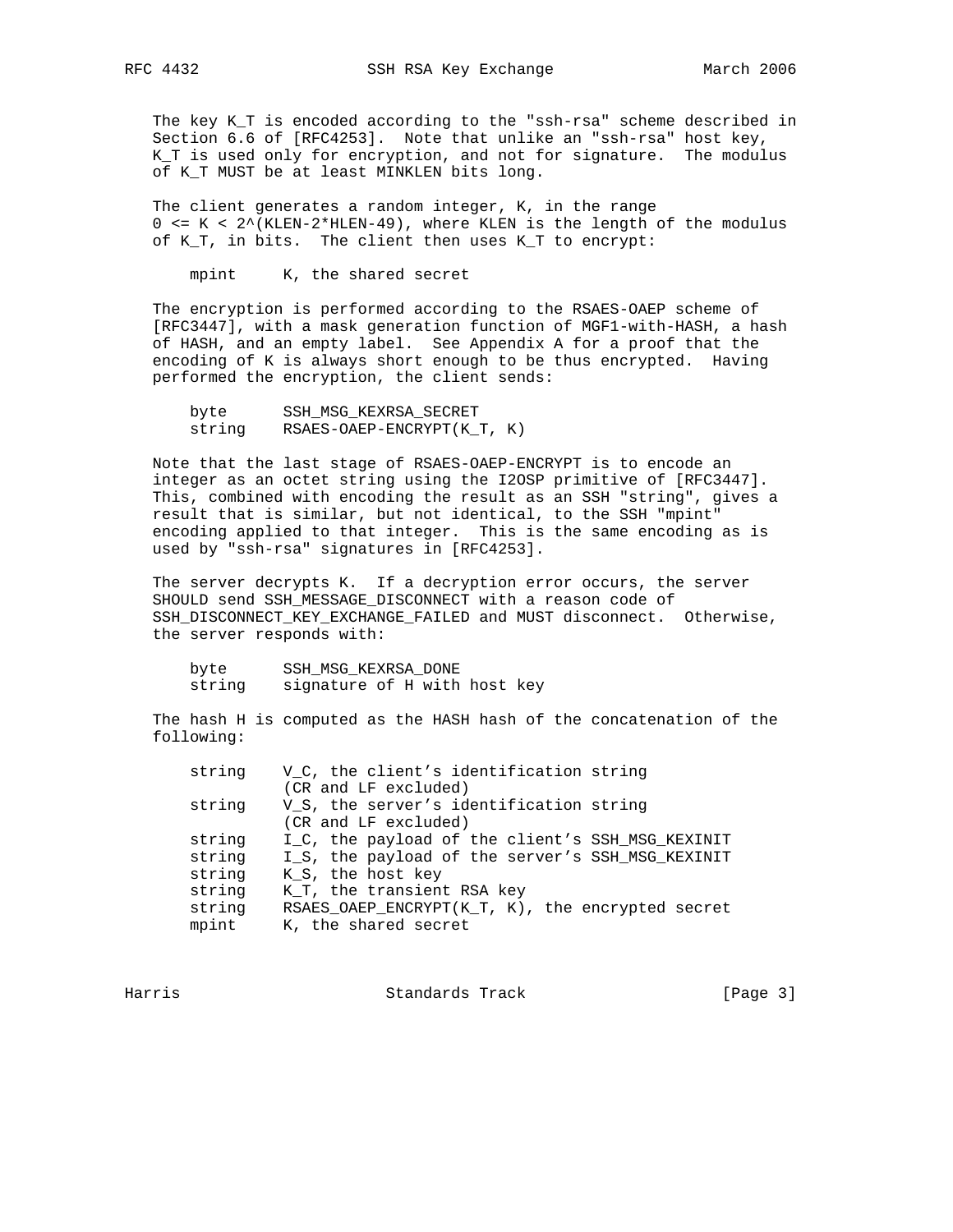The key K_T is encoded according to the "ssh-rsa" scheme described in Section 6.6 of [RFC4253]. Note that unlike an "ssh-rsa" host key, K_T is used only for encryption, and not for signature. The modulus of K_T MUST be at least MINKLEN bits long.

The client generates a random integer, K, in the range 0 <= K < 2^(KLEN-2*HLEN-49), where KLEN is the length of the modulus of K_T, in bits. The client then uses K_T to encrypt:

```
mpint     K, the shared secret
```

The encryption is performed according to the RSAES-OAEP scheme of [RFC3447], with a mask generation function of MGF1-with-HASH, a hash of HASH, and an empty label. See Appendix A for a proof that the encoding of K is always short enough to be thus encrypted. Having performed the encryption, the client sends:

```
byte      SSH_MSG_KEXRSA_SECRET
string    RSAES-OAEP-ENCRYPT(K_T, K)
```

Note that the last stage of RSAES-OAEP-ENCRYPT is to encode an integer as an octet string using the I2OSP primitive of [RFC3447]. This, combined with encoding the result as an SSH "string", gives a result that is similar, but not identical, to the SSH "mpint" encoding applied to that integer. This is the same encoding as is used by "ssh-rsa" signatures in [RFC4253].

The server decrypts K. If a decryption error occurs, the server SHOULD send SSH_MESSAGE_DISCONNECT with a reason code of SSH_DISCONNECT_KEY_EXCHANGE_FAILED and MUST disconnect. Otherwise, the server responds with:

```
byte      SSH_MSG_KEXRSA_DONE
string    signature of H with host key
```

The hash H is computed as the HASH hash of the concatenation of the following:

```
string    V_C, the client's identification string
          (CR and LF excluded)
string    V_S, the server's identification string
          (CR and LF excluded)
string    I_C, the payload of the client's SSH_MSG_KEXINIT
string    I_S, the payload of the server's SSH_MSG_KEXINIT
string    K_S, the host key
string    K_T, the transient RSA key
string    RSAES_OAEP_ENCRYPT(K_T, K), the encrypted secret
mpint     K, the shared secret
```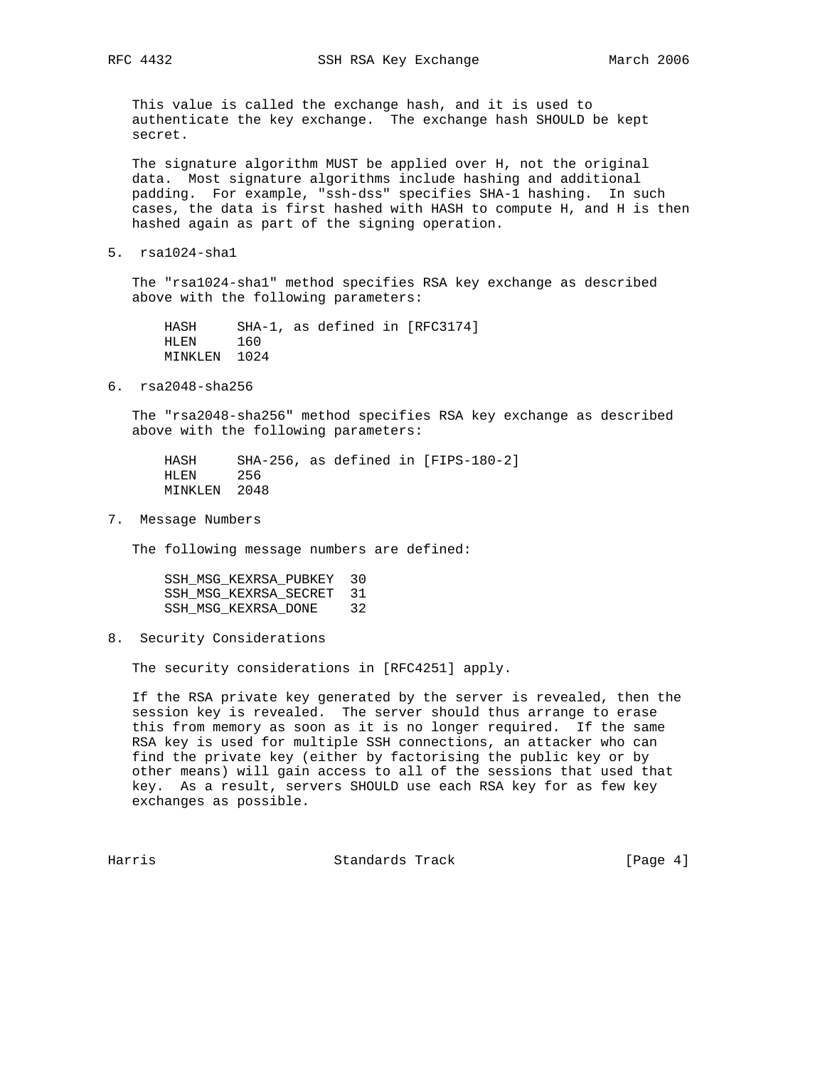This value is called the exchange hash, and it is used to authenticate the key exchange. The exchange hash SHOULD be kept secret.

The signature algorithm MUST be applied over H, not the original data. Most signature algorithms include hashing and additional padding. For example, "ssh-dss" specifies SHA-1 hashing. In such cases, the data is first hashed with HASH to compute H, and H is then hashed again as part of the signing operation.

## 5. rsa1024-sha1

The "rsa1024-sha1" method specifies RSA key exchange as described above with the following parameters:

```
HASH     SHA-1, as defined in [RFC3174]
HLEN     160
MINKLEN  1024
```

## 6. rsa2048-sha256

The "rsa2048-sha256" method specifies RSA key exchange as described above with the following parameters:

```
HASH     SHA-256, as defined in [FIPS-180-2]
HLEN     256
MINKLEN  2048
```

## 7. Message Numbers

The following message numbers are defined:

```
SSH_MSG_KEXRSA_PUBKEY  30
SSH_MSG_KEXRSA_SECRET  31
SSH_MSG_KEXRSA_DONE    32
```

## 8. Security Considerations

The security considerations in [RFC4251] apply.

If the RSA private key generated by the server is revealed, then the session key is revealed. The server should thus arrange to erase this from memory as soon as it is no longer required. If the same RSA key is used for multiple SSH connections, an attacker who can find the private key (either by factorising the public key or by other means) will gain access to all of the sessions that used that key. As a result, servers SHOULD use each RSA key for as few key exchanges as possible.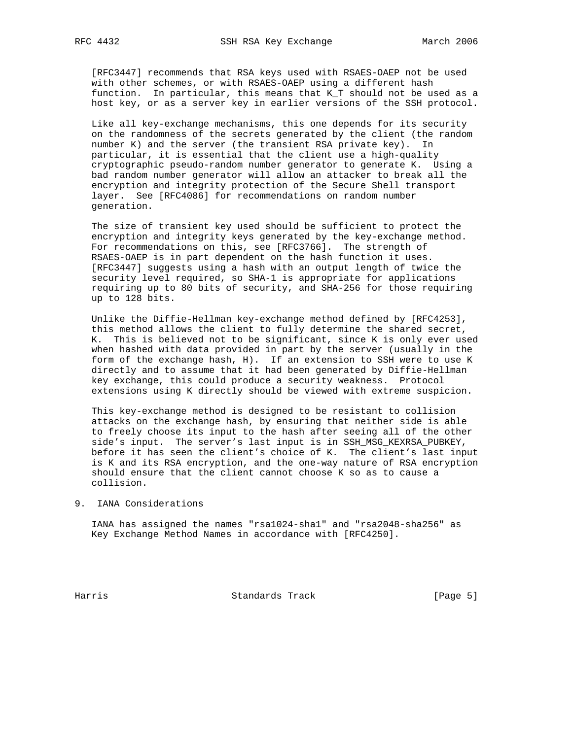[RFC3447] recommends that RSA keys used with RSAES-OAEP not be used with other schemes, or with RSAES-OAEP using a different hash function. In particular, this means that K_T should not be used as a host key, or as a server key in earlier versions of the SSH protocol.

Like all key-exchange mechanisms, this one depends for its security on the randomness of the secrets generated by the client (the random number K) and the server (the transient RSA private key). In particular, it is essential that the client use a high-quality cryptographic pseudo-random number generator to generate K. Using a bad random number generator will allow an attacker to break all the encryption and integrity protection of the Secure Shell transport layer. See [RFC4086] for recommendations on random number generation.

The size of transient key used should be sufficient to protect the encryption and integrity keys generated by the key-exchange method. For recommendations on this, see [RFC3766]. The strength of RSAES-OAEP is in part dependent on the hash function it uses. [RFC3447] suggests using a hash with an output length of twice the security level required, so SHA-1 is appropriate for applications requiring up to 80 bits of security, and SHA-256 for those requiring up to 128 bits.

Unlike the Diffie-Hellman key-exchange method defined by [RFC4253], this method allows the client to fully determine the shared secret, K. This is believed not to be significant, since K is only ever used when hashed with data provided in part by the server (usually in the form of the exchange hash, H). If an extension to SSH were to use K directly and to assume that it had been generated by Diffie-Hellman key exchange, this could produce a security weakness. Protocol extensions using K directly should be viewed with extreme suspicion.

This key-exchange method is designed to be resistant to collision attacks on the exchange hash, by ensuring that neither side is able to freely choose its input to the hash after seeing all of the other side's input. The server's last input is in SSH_MSG_KEXRSA_PUBKEY, before it has seen the client's choice of K. The client's last input is K and its RSA encryption, and the one-way nature of RSA encryption should ensure that the client cannot choose K so as to cause a collision.

## 9. IANA Considerations

IANA has assigned the names "rsa1024-sha1" and "rsa2048-sha256" as Key Exchange Method Names in accordance with [RFC4250].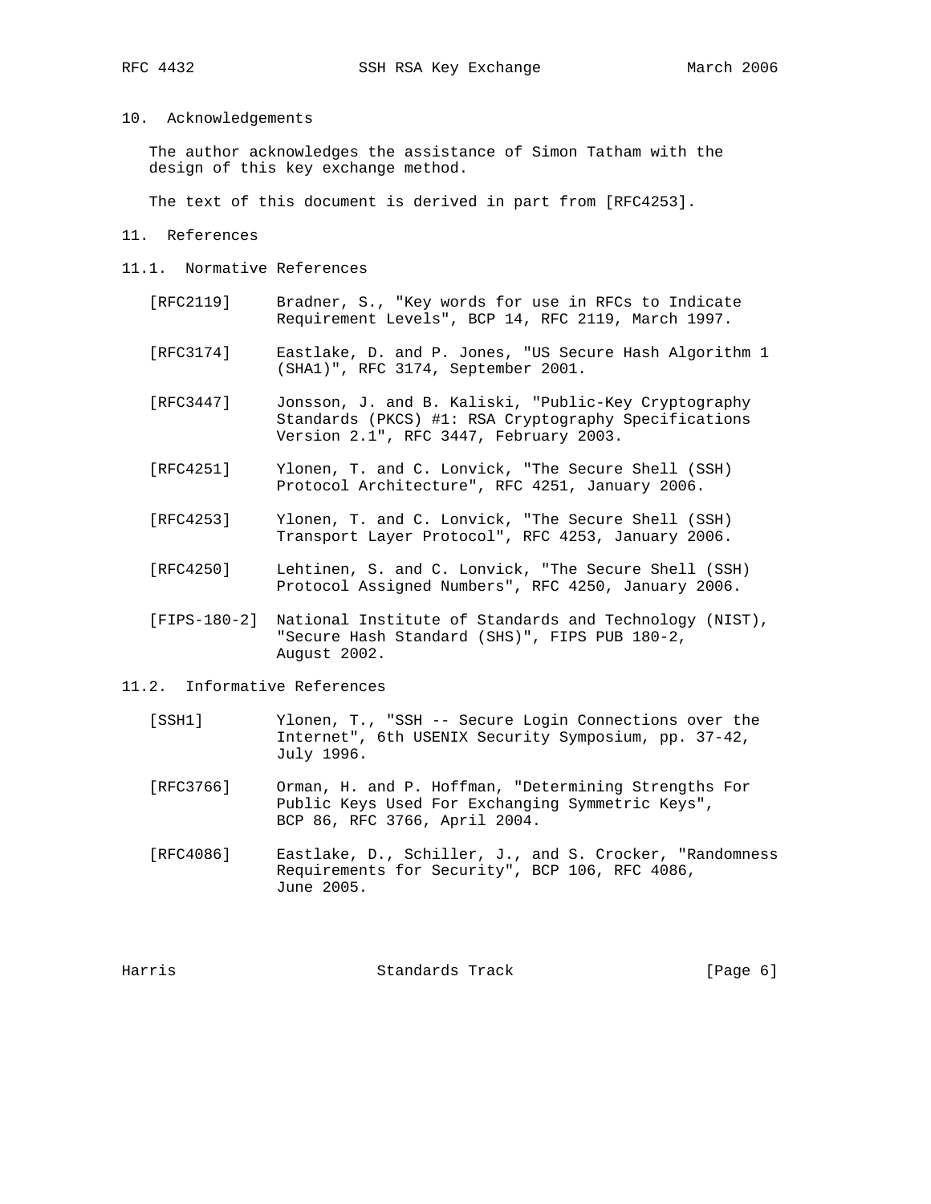## 10. Acknowledgements

The author acknowledges the assistance of Simon Tatham with the design of this key exchange method.

The text of this document is derived in part from [RFC4253].

## 11. References

### 11.1. Normative References

[RFC2119] Bradner, S., "Key words for use in RFCs to Indicate Requirement Levels", BCP 14, RFC 2119, March 1997.

[RFC3174] Eastlake, D. and P. Jones, "US Secure Hash Algorithm 1 (SHA1)", RFC 3174, September 2001.

[RFC3447] Jonsson, J. and B. Kaliski, "Public-Key Cryptography Standards (PKCS) #1: RSA Cryptography Specifications Version 2.1", RFC 3447, February 2003.

[RFC4251] Ylonen, T. and C. Lonvick, "The Secure Shell (SSH) Protocol Architecture", RFC 4251, January 2006.

[RFC4253] Ylonen, T. and C. Lonvick, "The Secure Shell (SSH) Transport Layer Protocol", RFC 4253, January 2006.

[RFC4250] Lehtinen, S. and C. Lonvick, "The Secure Shell (SSH) Protocol Assigned Numbers", RFC 4250, January 2006.

[FIPS-180-2] National Institute of Standards and Technology (NIST), "Secure Hash Standard (SHS)", FIPS PUB 180-2, August 2002.

### 11.2. Informative References

[SSH1] Ylonen, T., "SSH -- Secure Login Connections over the Internet", 6th USENIX Security Symposium, pp. 37-42, July 1996.

[RFC3766] Orman, H. and P. Hoffman, "Determining Strengths For Public Keys Used For Exchanging Symmetric Keys", BCP 86, RFC 3766, April 2004.

[RFC4086] Eastlake, D., Schiller, J., and S. Crocker, "Randomness Requirements for Security", BCP 106, RFC 4086, June 2005.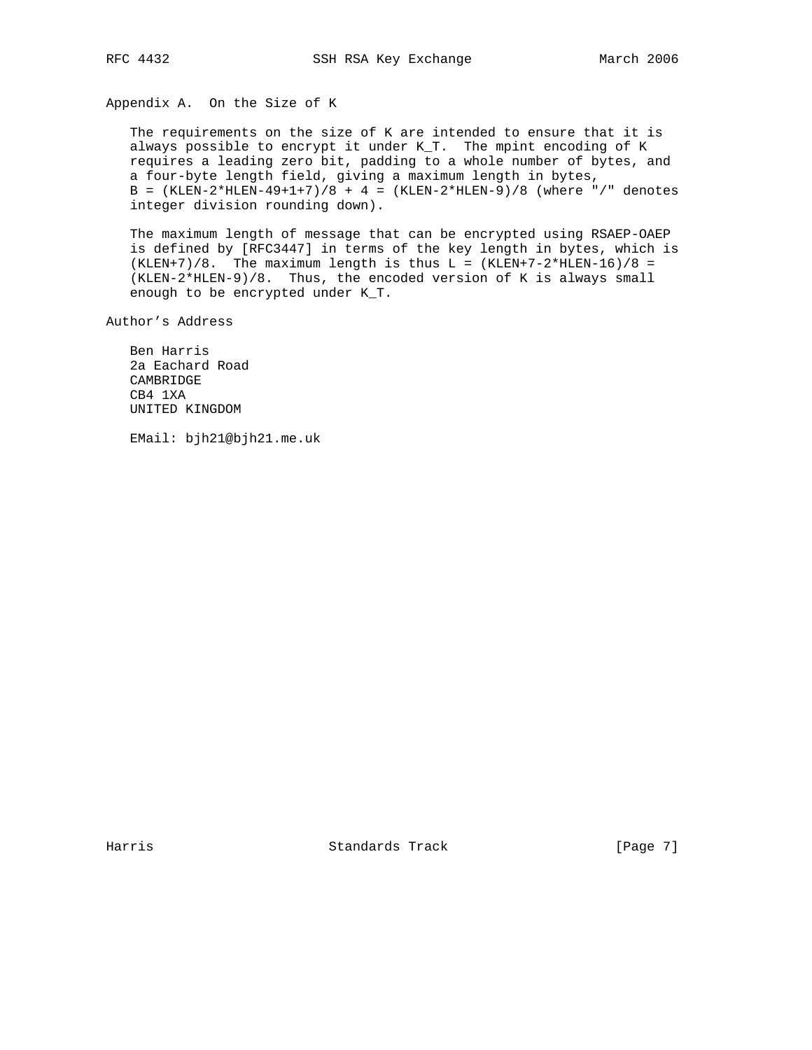## Appendix A. On the Size of K

The requirements on the size of K are intended to ensure that it is always possible to encrypt it under K_T. The mpint encoding of K requires a leading zero bit, padding to a whole number of bytes, and a four-byte length field, giving a maximum length in bytes, B = (KLEN-2*HLEN-49+1+7)/8 + 4 = (KLEN-2*HLEN-9)/8 (where "/" denotes integer division rounding down).

The maximum length of message that can be encrypted using RSAEP-OAEP is defined by [RFC3447] in terms of the key length in bytes, which is (KLEN+7)/8. The maximum length is thus L = (KLEN+7-2*HLEN-16)/8 = (KLEN-2*HLEN-9)/8. Thus, the encoded version of K is always small enough to be encrypted under K_T.

## Author's Address

Ben Harris
2a Eachard Road
CAMBRIDGE
CB4 1XA
UNITED KINGDOM

EMail: bjh21@bjh21.me.uk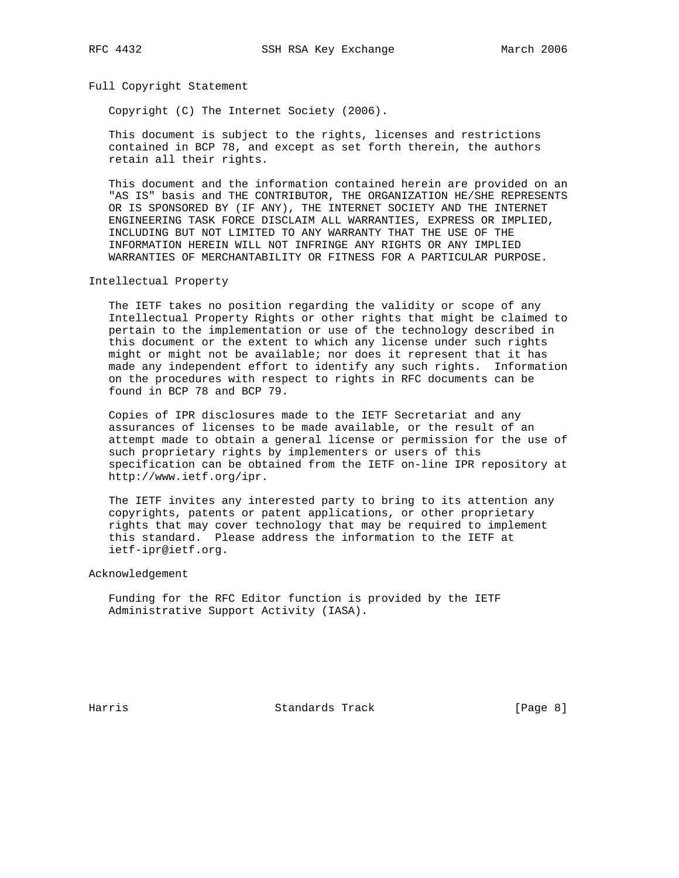## Full Copyright Statement

Copyright (C) The Internet Society (2006).

This document is subject to the rights, licenses and restrictions contained in BCP 78, and except as set forth therein, the authors retain all their rights.

This document and the information contained herein are provided on an "AS IS" basis and THE CONTRIBUTOR, THE ORGANIZATION HE/SHE REPRESENTS OR IS SPONSORED BY (IF ANY), THE INTERNET SOCIETY AND THE INTERNET ENGINEERING TASK FORCE DISCLAIM ALL WARRANTIES, EXPRESS OR IMPLIED, INCLUDING BUT NOT LIMITED TO ANY WARRANTY THAT THE USE OF THE INFORMATION HEREIN WILL NOT INFRINGE ANY RIGHTS OR ANY IMPLIED WARRANTIES OF MERCHANTABILITY OR FITNESS FOR A PARTICULAR PURPOSE.

## Intellectual Property

The IETF takes no position regarding the validity or scope of any Intellectual Property Rights or other rights that might be claimed to pertain to the implementation or use of the technology described in this document or the extent to which any license under such rights might or might not be available; nor does it represent that it has made any independent effort to identify any such rights. Information on the procedures with respect to rights in RFC documents can be found in BCP 78 and BCP 79.

Copies of IPR disclosures made to the IETF Secretariat and any assurances of licenses to be made available, or the result of an attempt made to obtain a general license or permission for the use of such proprietary rights by implementers or users of this specification can be obtained from the IETF on-line IPR repository at http://www.ietf.org/ipr.

The IETF invites any interested party to bring to its attention any copyrights, patents or patent applications, or other proprietary rights that may cover technology that may be required to implement this standard. Please address the information to the IETF at ietf-ipr@ietf.org.

## Acknowledgement

Funding for the RFC Editor function is provided by the IETF Administrative Support Activity (IASA).